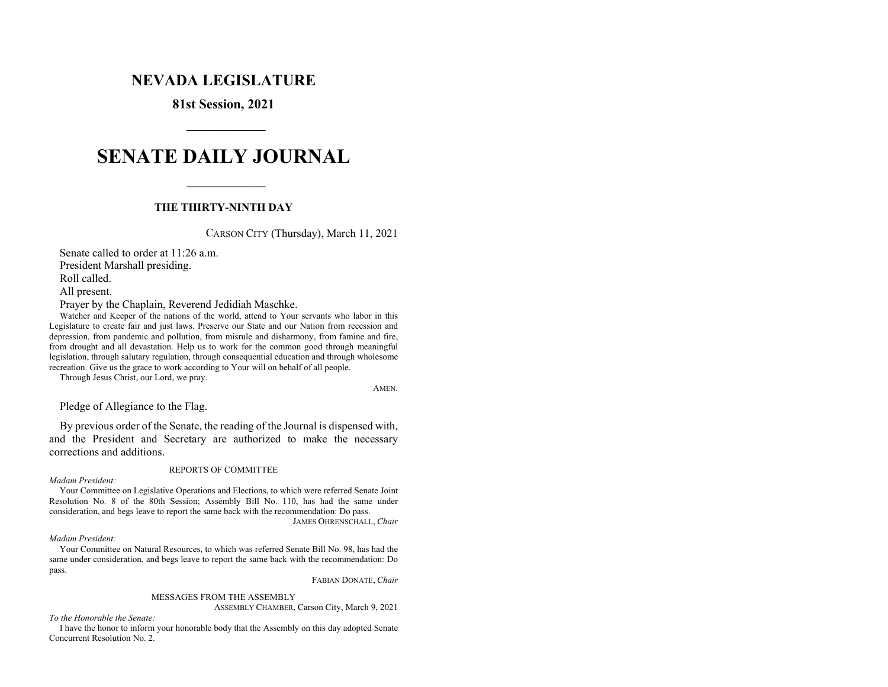# NEVADA LEGISLATURE

## 81st Session, 2021

---

# SENATE DAILY JOURNAL

---

## THE THIRTY-NINTH DAY

CARSON CITY (Thursday), March 11, 2021

Senate called to order at 11:26 a.m.

President Marshall presiding.

Roll called.

All present.

Prayer by the Chaplain, Reverend Jedidiah Maschke.

Watcher and Keeper of the nations of the world, attend to Your servants who labor in this Legislature to create fair and just laws. Preserve our State and our Nation from recession and depression, from pandemic and pollution, from misrule and disharmony, from famine and fire, from drought and all devastation. Help us to work for the common good through meaningful legislation, through salutary regulation, through consequential education and through wholesome recreation. Give us the grace to work according to Your will on behalf of all people.

Through Jesus Christ, our Lord, we pray.

AMEN.

Pledge of Allegiance to the Flag.

By previous order of the Senate, the reading of the Journal is dispensed with, and the President and Secretary are authorized to make the necessary corrections and additions.

REPORTS OF COMMITTEE

*Madam President:*

Your Committee on Legislative Operations and Elections, to which were referred Senate Joint Resolution No. 8 of the 80th Session; Assembly Bill No. 110, has had the same under consideration, and begs leave to report the same back with the recommendation: Do pass.

JAMES OHRENSCHALL, *Chair*

*Madam President:*

Your Committee on Natural Resources, to which was referred Senate Bill No. 98, has had the same under consideration, and begs leave to report the same back with the recommendation: Do pass.

FABIAN DONATE, *Chair*

MESSAGES FROM THE ASSEMBLY

ASSEMBLY CHAMBER, Carson City, March 9, 2021

*To the Honorable the Senate:*

I have the honor to inform your honorable body that the Assembly on this day adopted Senate Concurrent Resolution No. 2.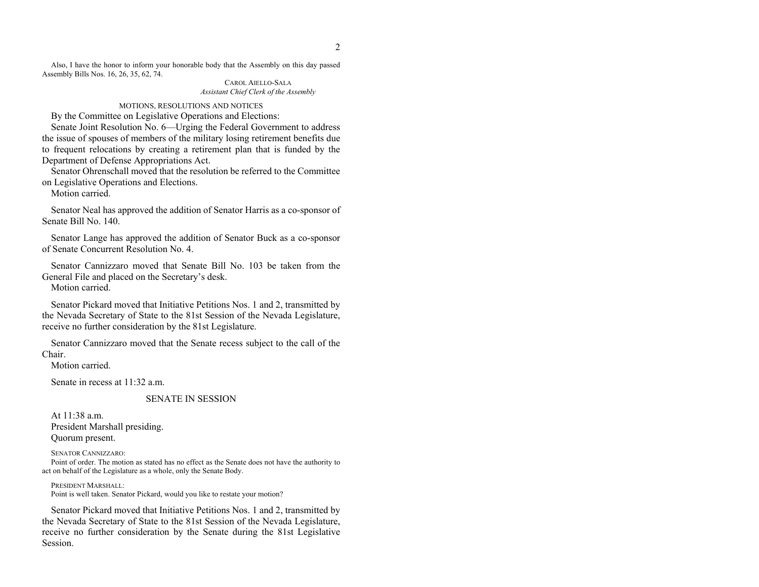Also, I have the honor to inform your honorable body that the Assembly on this day passed Assembly Bills Nos. 16, 26, 35, 62, 74.

CAROL AIELLO-SALA
*Assistant Chief Clerk of the Assembly*

MOTIONS, RESOLUTIONS AND NOTICES

By the Committee on Legislative Operations and Elections:

Senate Joint Resolution No. 6—Urging the Federal Government to address the issue of spouses of members of the military losing retirement benefits due to frequent relocations by creating a retirement plan that is funded by the Department of Defense Appropriations Act.

Senator Ohrenschall moved that the resolution be referred to the Committee on Legislative Operations and Elections.

Motion carried.

Senator Neal has approved the addition of Senator Harris as a co-sponsor of Senate Bill No. 140.

Senator Lange has approved the addition of Senator Buck as a co-sponsor of Senate Concurrent Resolution No. 4.

Senator Cannizzaro moved that Senate Bill No. 103 be taken from the General File and placed on the Secretary's desk.

Motion carried.

Senator Pickard moved that Initiative Petitions Nos. 1 and 2, transmitted by the Nevada Secretary of State to the 81st Session of the Nevada Legislature, receive no further consideration by the 81st Legislature.

Senator Cannizzaro moved that the Senate recess subject to the call of the Chair.

Motion carried.

Senate in recess at 11:32 a.m.

SENATE IN SESSION

At 11:38 a.m.

President Marshall presiding.

Quorum present.

SENATOR CANNIZZARO:

Point of order. The motion as stated has no effect as the Senate does not have the authority to act on behalf of the Legislature as a whole, only the Senate Body.

PRESIDENT MARSHALL:

Point is well taken. Senator Pickard, would you like to restate your motion?

Senator Pickard moved that Initiative Petitions Nos. 1 and 2, transmitted by the Nevada Secretary of State to the 81st Session of the Nevada Legislature, receive no further consideration by the Senate during the 81st Legislative Session.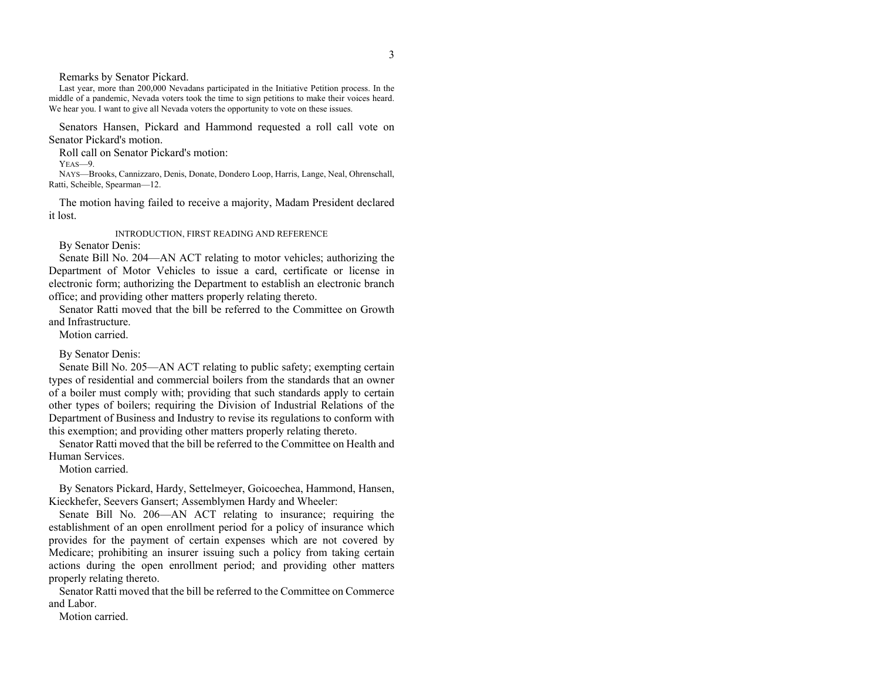Remarks by Senator Pickard.

Last year, more than 200,000 Nevadans participated in the Initiative Petition process. In the middle of a pandemic, Nevada voters took the time to sign petitions to make their voices heard. We hear you. I want to give all Nevada voters the opportunity to vote on these issues.

Senators Hansen, Pickard and Hammond requested a roll call vote on Senator Pickard's motion.

Roll call on Senator Pickard's motion:

YEAS—9.

NAYS—Brooks, Cannizzaro, Denis, Donate, Dondero Loop, Harris, Lange, Neal, Ohrenschall, Ratti, Scheible, Spearman—12.

The motion having failed to receive a majority, Madam President declared it lost.

INTRODUCTION, FIRST READING AND REFERENCE

By Senator Denis:

Senate Bill No. 204—AN ACT relating to motor vehicles; authorizing the Department of Motor Vehicles to issue a card, certificate or license in electronic form; authorizing the Department to establish an electronic branch office; and providing other matters properly relating thereto.

Senator Ratti moved that the bill be referred to the Committee on Growth and Infrastructure.

Motion carried.

By Senator Denis:

Senate Bill No. 205—AN ACT relating to public safety; exempting certain types of residential and commercial boilers from the standards that an owner of a boiler must comply with; providing that such standards apply to certain other types of boilers; requiring the Division of Industrial Relations of the Department of Business and Industry to revise its regulations to conform with this exemption; and providing other matters properly relating thereto.

Senator Ratti moved that the bill be referred to the Committee on Health and Human Services.

Motion carried.

By Senators Pickard, Hardy, Settelmeyer, Goicoechea, Hammond, Hansen, Kieckhefer, Seevers Gansert; Assemblymen Hardy and Wheeler:

Senate Bill No. 206—AN ACT relating to insurance; requiring the establishment of an open enrollment period for a policy of insurance which provides for the payment of certain expenses which are not covered by Medicare; prohibiting an insurer issuing such a policy from taking certain actions during the open enrollment period; and providing other matters properly relating thereto.

Senator Ratti moved that the bill be referred to the Committee on Commerce and Labor.

Motion carried.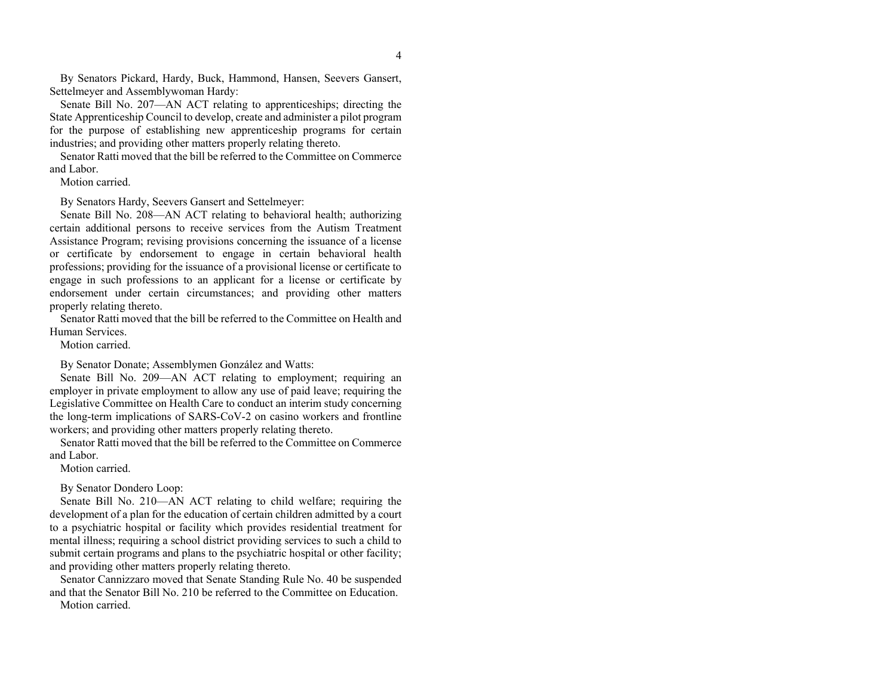By Senators Pickard, Hardy, Buck, Hammond, Hansen, Seevers Gansert, Settelmeyer and Assemblywoman Hardy:

Senate Bill No. 207—AN ACT relating to apprenticeships; directing the State Apprenticeship Council to develop, create and administer a pilot program for the purpose of establishing new apprenticeship programs for certain industries; and providing other matters properly relating thereto.

Senator Ratti moved that the bill be referred to the Committee on Commerce and Labor.

Motion carried.

By Senators Hardy, Seevers Gansert and Settelmeyer:

Senate Bill No. 208—AN ACT relating to behavioral health; authorizing certain additional persons to receive services from the Autism Treatment Assistance Program; revising provisions concerning the issuance of a license or certificate by endorsement to engage in certain behavioral health professions; providing for the issuance of a provisional license or certificate to engage in such professions to an applicant for a license or certificate by endorsement under certain circumstances; and providing other matters properly relating thereto.

Senator Ratti moved that the bill be referred to the Committee on Health and Human Services.

Motion carried.

By Senator Donate; Assemblymen González and Watts:

Senate Bill No. 209—AN ACT relating to employment; requiring an employer in private employment to allow any use of paid leave; requiring the Legislative Committee on Health Care to conduct an interim study concerning the long-term implications of SARS-CoV-2 on casino workers and frontline workers; and providing other matters properly relating thereto.

Senator Ratti moved that the bill be referred to the Committee on Commerce and Labor.

Motion carried.

By Senator Dondero Loop:

Senate Bill No. 210—AN ACT relating to child welfare; requiring the development of a plan for the education of certain children admitted by a court to a psychiatric hospital or facility which provides residential treatment for mental illness; requiring a school district providing services to such a child to submit certain programs and plans to the psychiatric hospital or other facility; and providing other matters properly relating thereto.

Senator Cannizzaro moved that Senate Standing Rule No. 40 be suspended and that the Senator Bill No. 210 be referred to the Committee on Education.

Motion carried.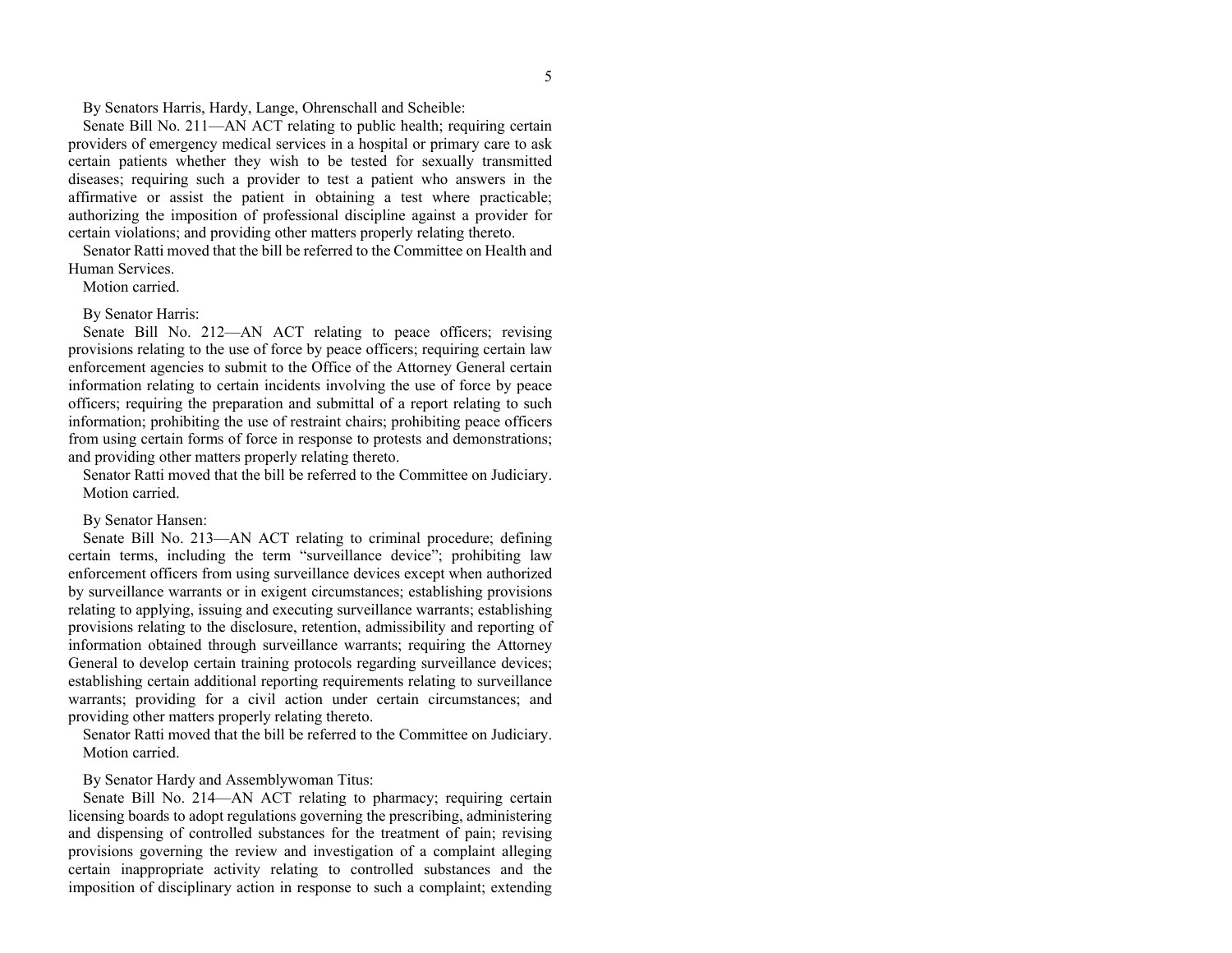By Senators Harris, Hardy, Lange, Ohrenschall and Scheible:

Senate Bill No. 211—AN ACT relating to public health; requiring certain providers of emergency medical services in a hospital or primary care to ask certain patients whether they wish to be tested for sexually transmitted diseases; requiring such a provider to test a patient who answers in the affirmative or assist the patient in obtaining a test where practicable; authorizing the imposition of professional discipline against a provider for certain violations; and providing other matters properly relating thereto.

Senator Ratti moved that the bill be referred to the Committee on Health and Human Services.

Motion carried.

By Senator Harris:

Senate Bill No. 212—AN ACT relating to peace officers; revising provisions relating to the use of force by peace officers; requiring certain law enforcement agencies to submit to the Office of the Attorney General certain information relating to certain incidents involving the use of force by peace officers; requiring the preparation and submittal of a report relating to such information; prohibiting the use of restraint chairs; prohibiting peace officers from using certain forms of force in response to protests and demonstrations; and providing other matters properly relating thereto.

Senator Ratti moved that the bill be referred to the Committee on Judiciary.

Motion carried.

By Senator Hansen:

Senate Bill No. 213—AN ACT relating to criminal procedure; defining certain terms, including the term "surveillance device"; prohibiting law enforcement officers from using surveillance devices except when authorized by surveillance warrants or in exigent circumstances; establishing provisions relating to applying, issuing and executing surveillance warrants; establishing provisions relating to the disclosure, retention, admissibility and reporting of information obtained through surveillance warrants; requiring the Attorney General to develop certain training protocols regarding surveillance devices; establishing certain additional reporting requirements relating to surveillance warrants; providing for a civil action under certain circumstances; and providing other matters properly relating thereto.

Senator Ratti moved that the bill be referred to the Committee on Judiciary.

Motion carried.

By Senator Hardy and Assemblywoman Titus:

Senate Bill No. 214—AN ACT relating to pharmacy; requiring certain licensing boards to adopt regulations governing the prescribing, administering and dispensing of controlled substances for the treatment of pain; revising provisions governing the review and investigation of a complaint alleging certain inappropriate activity relating to controlled substances and the imposition of disciplinary action in response to such a complaint; extending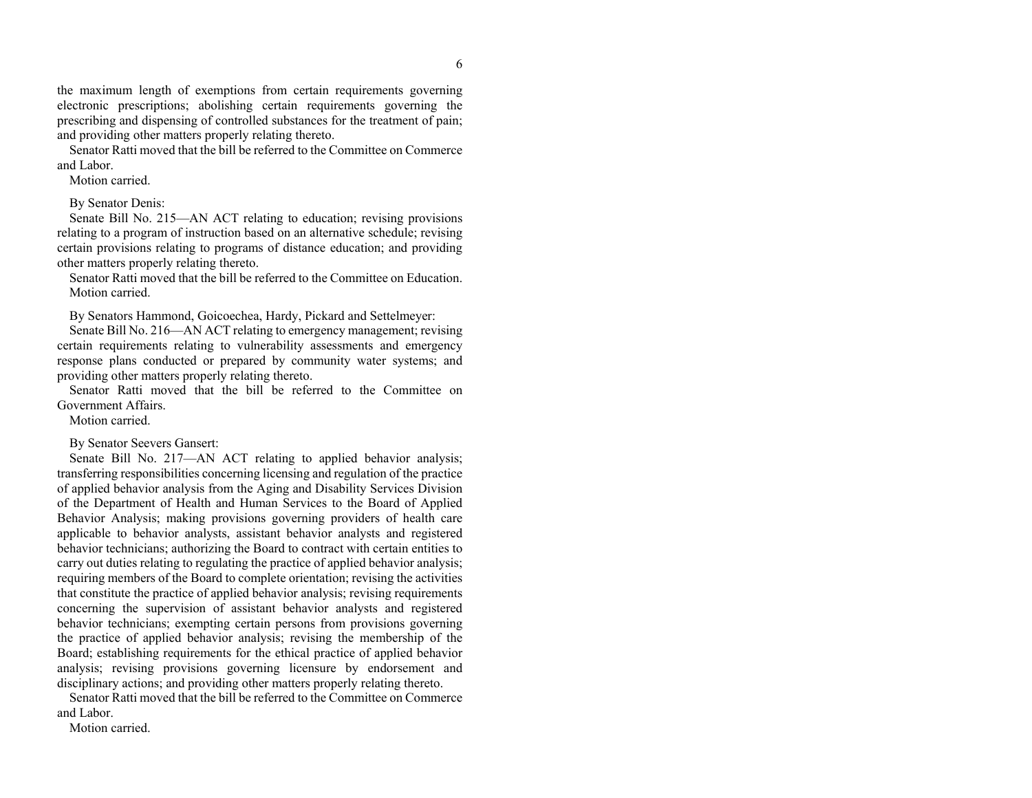the maximum length of exemptions from certain requirements governing electronic prescriptions; abolishing certain requirements governing the prescribing and dispensing of controlled substances for the treatment of pain; and providing other matters properly relating thereto.

Senator Ratti moved that the bill be referred to the Committee on Commerce and Labor.

Motion carried.

By Senator Denis:

Senate Bill No. 215—AN ACT relating to education; revising provisions relating to a program of instruction based on an alternative schedule; revising certain provisions relating to programs of distance education; and providing other matters properly relating thereto.

Senator Ratti moved that the bill be referred to the Committee on Education.

Motion carried.

By Senators Hammond, Goicoechea, Hardy, Pickard and Settelmeyer:

Senate Bill No. 216—AN ACT relating to emergency management; revising certain requirements relating to vulnerability assessments and emergency response plans conducted or prepared by community water systems; and providing other matters properly relating thereto.

Senator Ratti moved that the bill be referred to the Committee on Government Affairs.

Motion carried.

By Senator Seevers Gansert:

Senate Bill No. 217—AN ACT relating to applied behavior analysis; transferring responsibilities concerning licensing and regulation of the practice of applied behavior analysis from the Aging and Disability Services Division of the Department of Health and Human Services to the Board of Applied Behavior Analysis; making provisions governing providers of health care applicable to behavior analysts, assistant behavior analysts and registered behavior technicians; authorizing the Board to contract with certain entities to carry out duties relating to regulating the practice of applied behavior analysis; requiring members of the Board to complete orientation; revising the activities that constitute the practice of applied behavior analysis; revising requirements concerning the supervision of assistant behavior analysts and registered behavior technicians; exempting certain persons from provisions governing the practice of applied behavior analysis; revising the membership of the Board; establishing requirements for the ethical practice of applied behavior analysis; revising provisions governing licensure by endorsement and disciplinary actions; and providing other matters properly relating thereto.

Senator Ratti moved that the bill be referred to the Committee on Commerce and Labor.

Motion carried.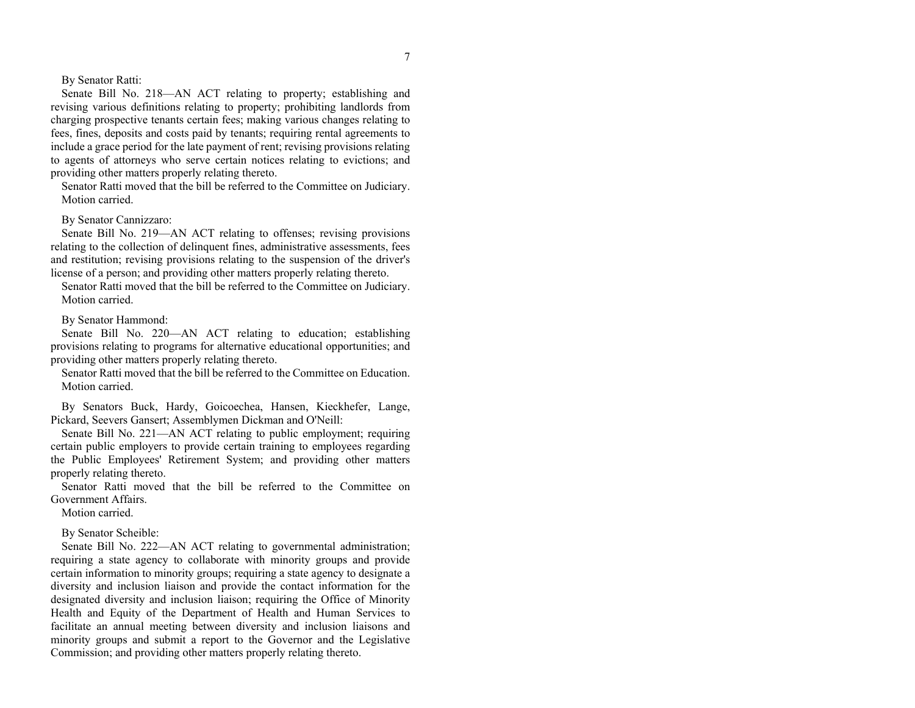By Senator Ratti:

Senate Bill No. 218—AN ACT relating to property; establishing and revising various definitions relating to property; prohibiting landlords from charging prospective tenants certain fees; making various changes relating to fees, fines, deposits and costs paid by tenants; requiring rental agreements to include a grace period for the late payment of rent; revising provisions relating to agents of attorneys who serve certain notices relating to evictions; and providing other matters properly relating thereto.

Senator Ratti moved that the bill be referred to the Committee on Judiciary.

Motion carried.

By Senator Cannizzaro:

Senate Bill No. 219—AN ACT relating to offenses; revising provisions relating to the collection of delinquent fines, administrative assessments, fees and restitution; revising provisions relating to the suspension of the driver's license of a person; and providing other matters properly relating thereto.

Senator Ratti moved that the bill be referred to the Committee on Judiciary.

Motion carried.

By Senator Hammond:

Senate Bill No. 220—AN ACT relating to education; establishing provisions relating to programs for alternative educational opportunities; and providing other matters properly relating thereto.

Senator Ratti moved that the bill be referred to the Committee on Education.

Motion carried.

By Senators Buck, Hardy, Goicoechea, Hansen, Kieckhefer, Lange, Pickard, Seevers Gansert; Assemblymen Dickman and O'Neill:

Senate Bill No. 221—AN ACT relating to public employment; requiring certain public employers to provide certain training to employees regarding the Public Employees' Retirement System; and providing other matters properly relating thereto.

Senator Ratti moved that the bill be referred to the Committee on Government Affairs.

Motion carried.

By Senator Scheible:

Senate Bill No. 222—AN ACT relating to governmental administration; requiring a state agency to collaborate with minority groups and provide certain information to minority groups; requiring a state agency to designate a diversity and inclusion liaison and provide the contact information for the designated diversity and inclusion liaison; requiring the Office of Minority Health and Equity of the Department of Health and Human Services to facilitate an annual meeting between diversity and inclusion liaisons and minority groups and submit a report to the Governor and the Legislative Commission; and providing other matters properly relating thereto.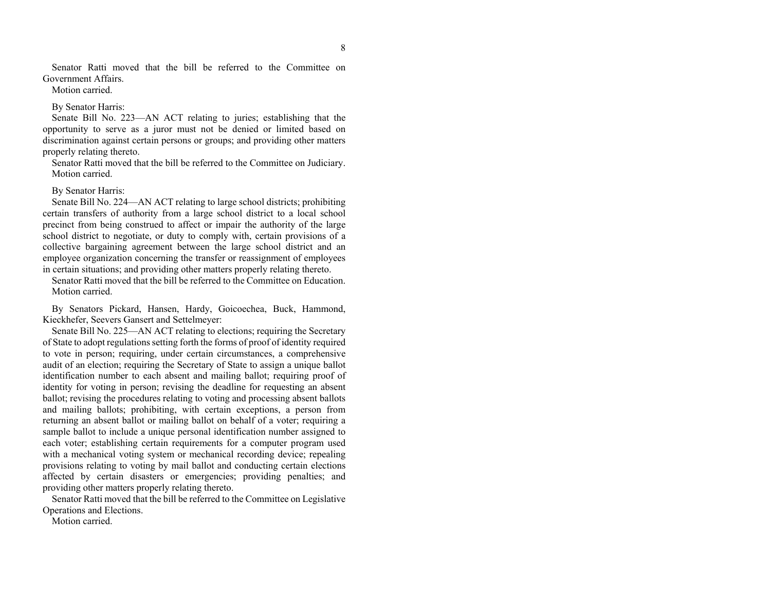Senator Ratti moved that the bill be referred to the Committee on Government Affairs.

Motion carried.

By Senator Harris:

Senate Bill No. 223—AN ACT relating to juries; establishing that the opportunity to serve as a juror must not be denied or limited based on discrimination against certain persons or groups; and providing other matters properly relating thereto.

Senator Ratti moved that the bill be referred to the Committee on Judiciary.

Motion carried.

By Senator Harris:

Senate Bill No. 224—AN ACT relating to large school districts; prohibiting certain transfers of authority from a large school district to a local school precinct from being construed to affect or impair the authority of the large school district to negotiate, or duty to comply with, certain provisions of a collective bargaining agreement between the large school district and an employee organization concerning the transfer or reassignment of employees in certain situations; and providing other matters properly relating thereto.

Senator Ratti moved that the bill be referred to the Committee on Education.

Motion carried.

By Senators Pickard, Hansen, Hardy, Goicoechea, Buck, Hammond, Kieckhefer, Seevers Gansert and Settelmeyer:

Senate Bill No. 225—AN ACT relating to elections; requiring the Secretary of State to adopt regulations setting forth the forms of proof of identity required to vote in person; requiring, under certain circumstances, a comprehensive audit of an election; requiring the Secretary of State to assign a unique ballot identification number to each absent and mailing ballot; requiring proof of identity for voting in person; revising the deadline for requesting an absent ballot; revising the procedures relating to voting and processing absent ballots and mailing ballots; prohibiting, with certain exceptions, a person from returning an absent ballot or mailing ballot on behalf of a voter; requiring a sample ballot to include a unique personal identification number assigned to each voter; establishing certain requirements for a computer program used with a mechanical voting system or mechanical recording device; repealing provisions relating to voting by mail ballot and conducting certain elections affected by certain disasters or emergencies; providing penalties; and providing other matters properly relating thereto.

Senator Ratti moved that the bill be referred to the Committee on Legislative Operations and Elections.

Motion carried.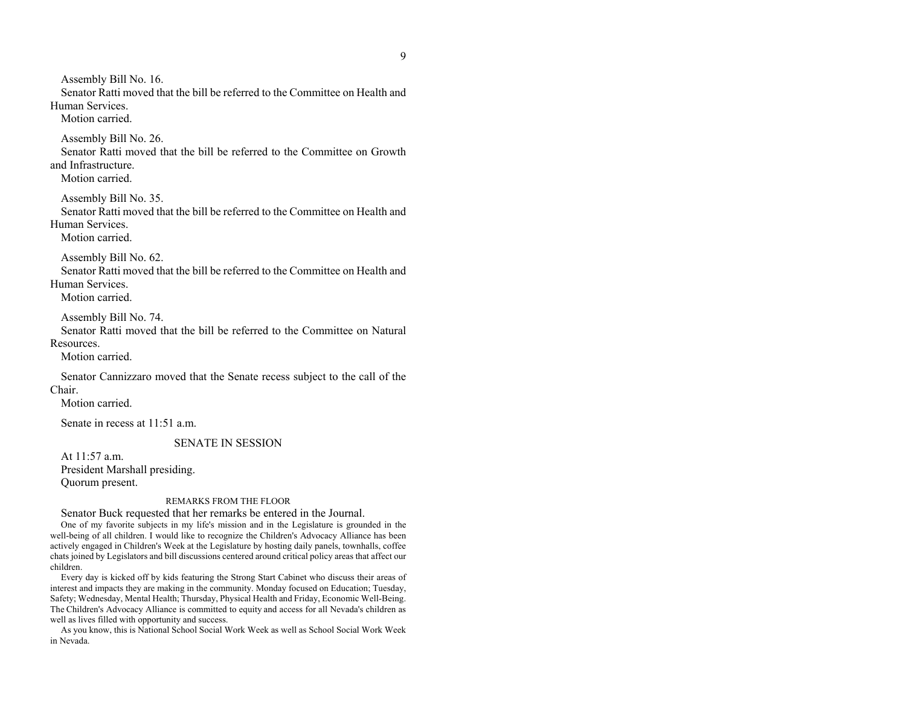Assembly Bill No. 16.

Senator Ratti moved that the bill be referred to the Committee on Health and Human Services.

Motion carried.

Assembly Bill No. 26.

Senator Ratti moved that the bill be referred to the Committee on Growth and Infrastructure.

Motion carried.

Assembly Bill No. 35.

Senator Ratti moved that the bill be referred to the Committee on Health and Human Services.

Motion carried.

Assembly Bill No. 62.

Senator Ratti moved that the bill be referred to the Committee on Health and Human Services.

Motion carried.

Assembly Bill No. 74.

Senator Ratti moved that the bill be referred to the Committee on Natural Resources.

Motion carried.

Senator Cannizzaro moved that the Senate recess subject to the call of the Chair.

Motion carried.

Senate in recess at 11:51 a.m.

## SENATE IN SESSION

At 11:57 a.m.

President Marshall presiding.

Quorum present.

### REMARKS FROM THE FLOOR

Senator Buck requested that her remarks be entered in the Journal.

One of my favorite subjects in my life's mission and in the Legislature is grounded in the well-being of all children. I would like to recognize the Children's Advocacy Alliance has been actively engaged in Children's Week at the Legislature by hosting daily panels, townhalls, coffee chats joined by Legislators and bill discussions centered around critical policy areas that affect our children.

Every day is kicked off by kids featuring the Strong Start Cabinet who discuss their areas of interest and impacts they are making in the community. Monday focused on Education; Tuesday, Safety; Wednesday, Mental Health; Thursday, Physical Health and Friday, Economic Well-Being. The Children's Advocacy Alliance is committed to equity and access for all Nevada's children as well as lives filled with opportunity and success.

As you know, this is National School Social Work Week as well as School Social Work Week in Nevada.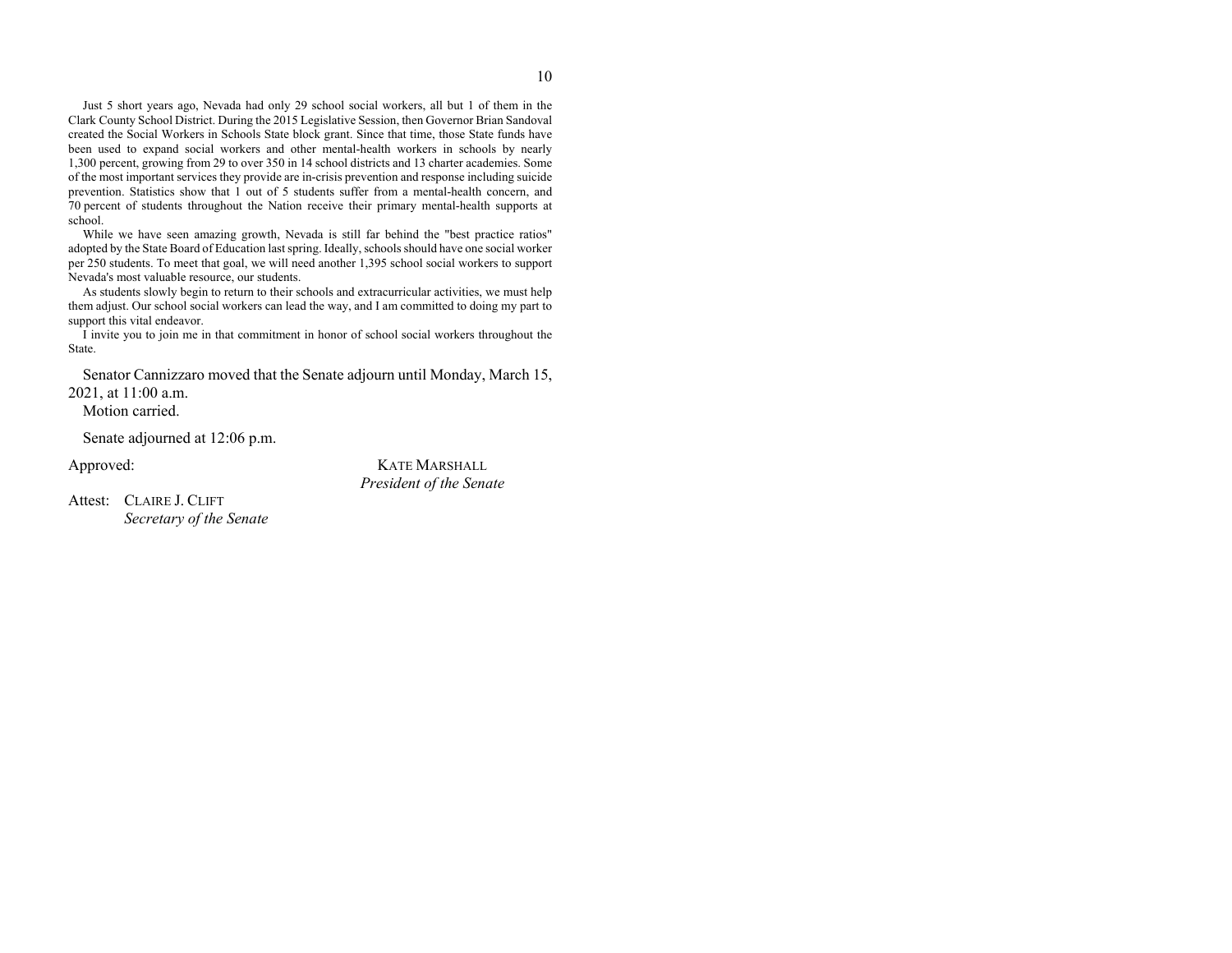Just 5 short years ago, Nevada had only 29 school social workers, all but 1 of them in the Clark County School District. During the 2015 Legislative Session, then Governor Brian Sandoval created the Social Workers in Schools State block grant. Since that time, those State funds have been used to expand social workers and other mental-health workers in schools by nearly 1,300 percent, growing from 29 to over 350 in 14 school districts and 13 charter academies. Some of the most important services they provide are in-crisis prevention and response including suicide prevention. Statistics show that 1 out of 5 students suffer from a mental-health concern, and 70 percent of students throughout the Nation receive their primary mental-health supports at school.

While we have seen amazing growth, Nevada is still far behind the "best practice ratios" adopted by the State Board of Education last spring. Ideally, schools should have one social worker per 250 students. To meet that goal, we will need another 1,395 school social workers to support Nevada's most valuable resource, our students.

As students slowly begin to return to their schools and extracurricular activities, we must help them adjust. Our school social workers can lead the way, and I am committed to doing my part to support this vital endeavor.

I invite you to join me in that commitment in honor of school social workers throughout the State.

Senator Cannizzaro moved that the Senate adjourn until Monday, March 15, 2021, at 11:00 a.m.

Motion carried.

Senate adjourned at 12:06 p.m.

Approved: KATE MARSHALL
*President of the Senate*

Attest: CLAIRE J. CLIFT
*Secretary of the Senate*